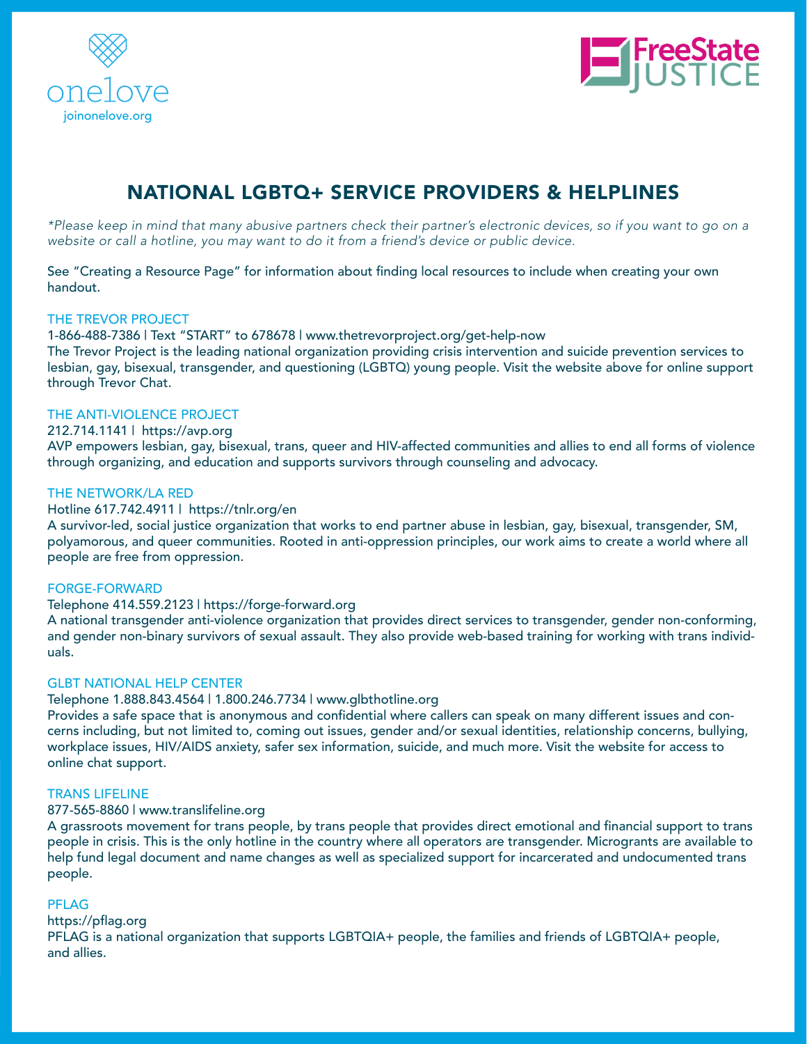onelove
joinonelove.org

FreeState JUSTICE

# NATIONAL LGBTQ+ SERVICE PROVIDERS & HELPLINES

*\*Please keep in mind that many abusive partners check their partner's electronic devices, so if you want to go on a website or call a hotline, you may want to do it from a friend's device or public device.*

See "Creating a Resource Page" for information about finding local resources to include when creating your own handout.

## THE TREVOR PROJECT

1-866-488-7386 | Text "START" to 678678 | www.thetrevorproject.org/get-help-now

The Trevor Project is the leading national organization providing crisis intervention and suicide prevention services to lesbian, gay, bisexual, transgender, and questioning (LGBTQ) young people. Visit the website above for online support through Trevor Chat.

## THE ANTI-VIOLENCE PROJECT

212.714.1141 | https://avp.org

AVP empowers lesbian, gay, bisexual, trans, queer and HIV-affected communities and allies to end all forms of violence through organizing, and education and supports survivors through counseling and advocacy.

## THE NETWORK/LA RED

Hotline 617.742.4911 | https://tnlr.org/en

A survivor-led, social justice organization that works to end partner abuse in lesbian, gay, bisexual, transgender, SM, polyamorous, and queer communities. Rooted in anti-oppression principles, our work aims to create a world where all people are free from oppression.

## FORGE-FORWARD

Telephone 414.559.2123 | https://forge-forward.org

A national transgender anti-violence organization that provides direct services to transgender, gender non-conforming, and gender non-binary survivors of sexual assault. They also provide web-based training for working with trans individuals.

## GLBT NATIONAL HELP CENTER

Telephone 1.888.843.4564 | 1.800.246.7734 | www.glbthotline.org

Provides a safe space that is anonymous and confidential where callers can speak on many different issues and concerns including, but not limited to, coming out issues, gender and/or sexual identities, relationship concerns, bullying, workplace issues, HIV/AIDS anxiety, safer sex information, suicide, and much more. Visit the website for access to online chat support.

## TRANS LIFELINE

877-565-8860 | www.translifeline.org

A grassroots movement for trans people, by trans people that provides direct emotional and financial support to trans people in crisis. This is the only hotline in the country where all operators are transgender. Microgrants are available to help fund legal document and name changes as well as specialized support for incarcerated and undocumented trans people.

## PFLAG

https://pflag.org

PFLAG is a national organization that supports LGBTQIA+ people, the families and friends of LGBTQIA+ people, and allies.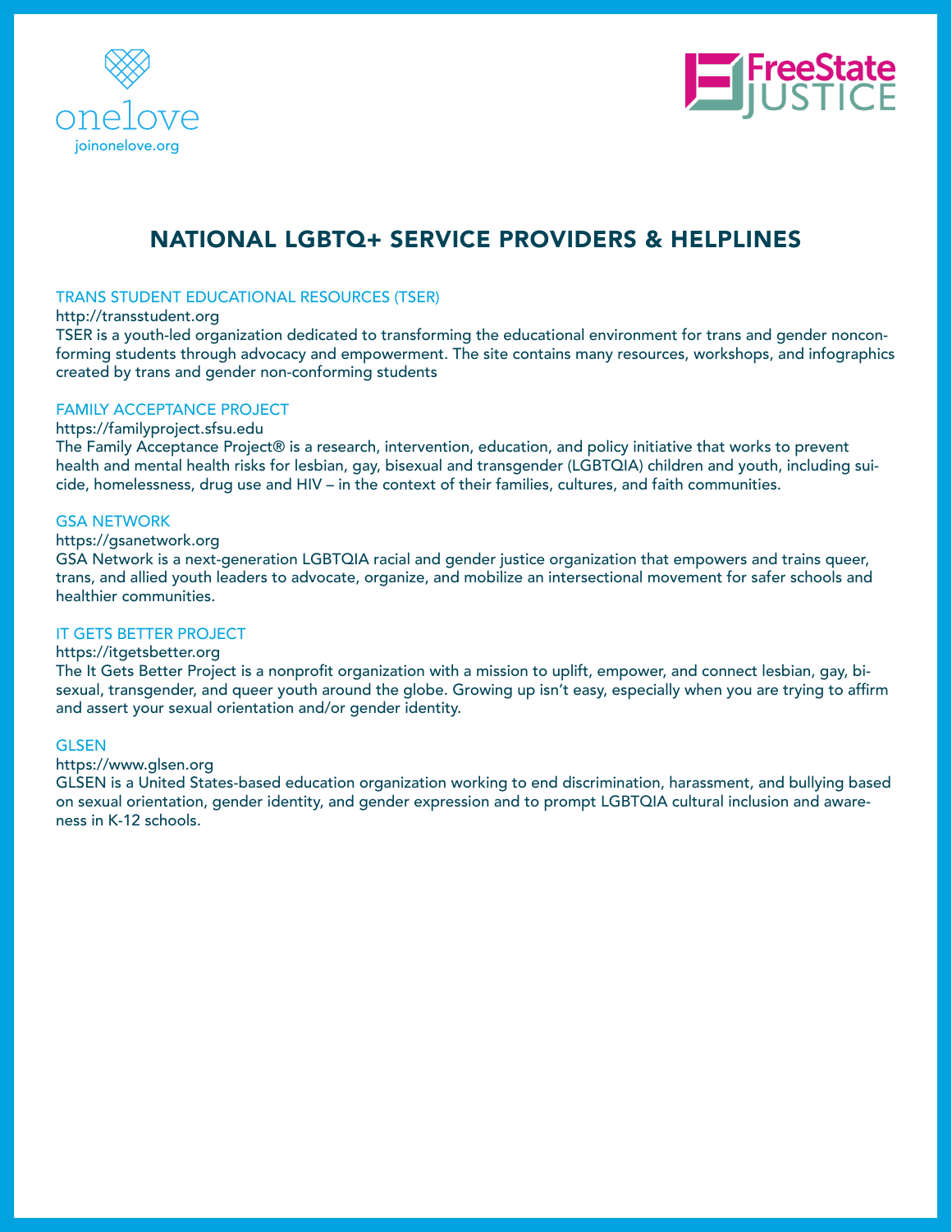onelove
joinonelove.org

FreeState JUSTICE

# NATIONAL LGBTQ+ SERVICE PROVIDERS & HELPLINES

## TRANS STUDENT EDUCATIONAL RESOURCES (TSER)

http://transstudent.org

TSER is a youth-led organization dedicated to transforming the educational environment for trans and gender nonconforming students through advocacy and empowerment. The site contains many resources, workshops, and infographics created by trans and gender non-conforming students

## FAMILY ACCEPTANCE PROJECT

https://familyproject.sfsu.edu

The Family Acceptance Project® is a research, intervention, education, and policy initiative that works to prevent health and mental health risks for lesbian, gay, bisexual and transgender (LGBTQIA) children and youth, including suicide, homelessness, drug use and HIV – in the context of their families, cultures, and faith communities.

## GSA NETWORK

https://gsanetwork.org

GSA Network is a next-generation LGBTQIA racial and gender justice organization that empowers and trains queer, trans, and allied youth leaders to advocate, organize, and mobilize an intersectional movement for safer schools and healthier communities.

## IT GETS BETTER PROJECT

https://itgetsbetter.org

The It Gets Better Project is a nonprofit organization with a mission to uplift, empower, and connect lesbian, gay, bisexual, transgender, and queer youth around the globe. Growing up isn't easy, especially when you are trying to affirm and assert your sexual orientation and/or gender identity.

## GLSEN

https://www.glsen.org

GLSEN is a United States-based education organization working to end discrimination, harassment, and bullying based on sexual orientation, gender identity, and gender expression and to prompt LGBTQIA cultural inclusion and awareness in K-12 schools.